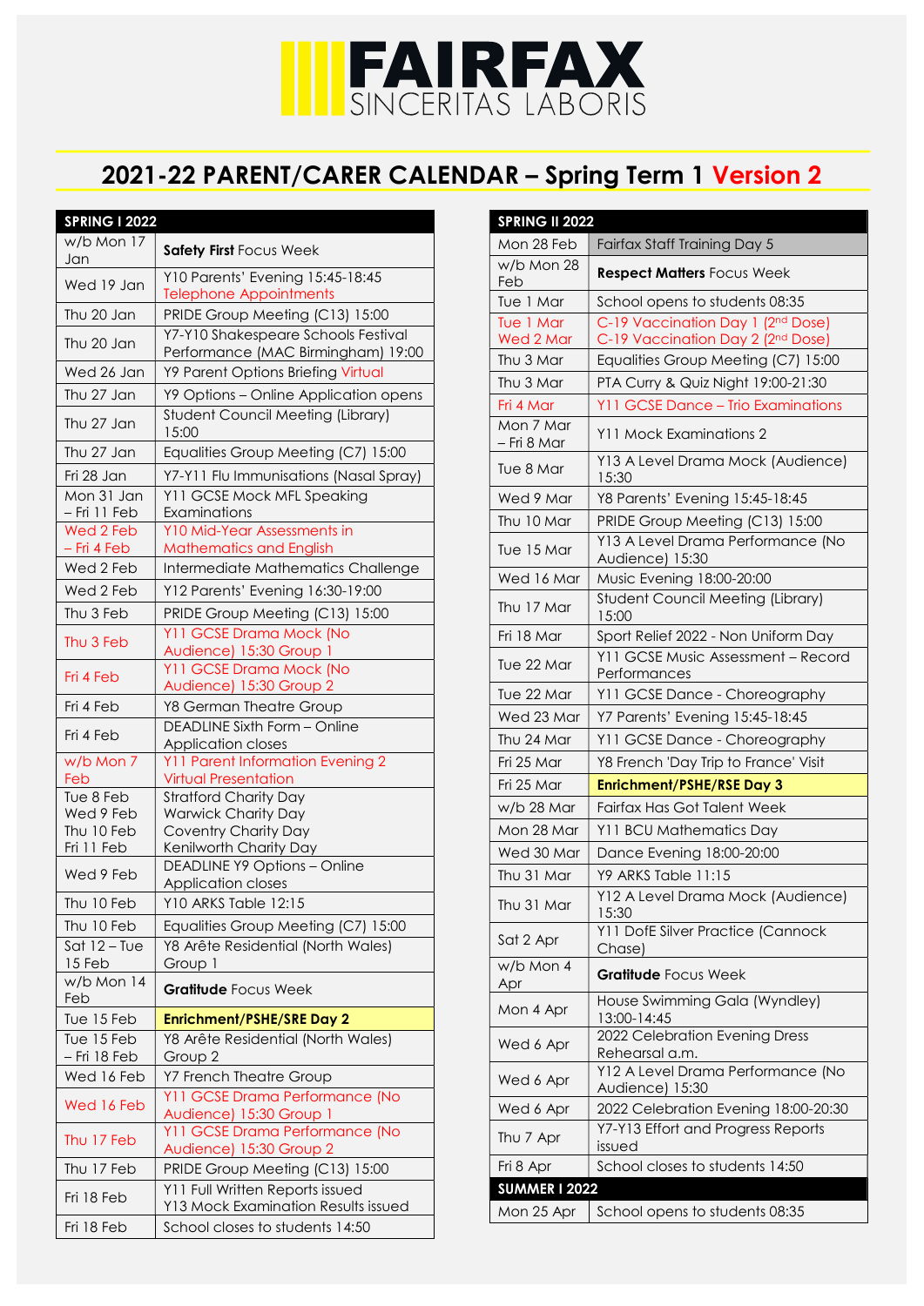# FAIRFAX

SINCERITAS LABORIS

## 2021-22 PARENT/CARER CALENDAR – Spring Term 1 Version 2

| SPRING I 2022 | |
|---|---|
| w/b Mon 17 Jan | **Safety First** Focus Week |
| Wed 19 Jan | Y10 Parents' Evening 15:45-18:45 Telephone Appointments |
| Thu 20 Jan | PRIDE Group Meeting (C13) 15:00 |
| Thu 20 Jan | Y7-Y10 Shakespeare Schools Festival Performance (MAC Birmingham) 19:00 |
| Wed 26 Jan | Y9 Parent Options Briefing Virtual |
| Thu 27 Jan | Y9 Options – Online Application opens |
| Thu 27 Jan | Student Council Meeting (Library) 15:00 |
| Thu 27 Jan | Equalities Group Meeting (C7) 15:00 |
| Fri 28 Jan | Y7-Y11 Flu Immunisations (Nasal Spray) |
| Mon 31 Jan – Fri 11 Feb | Y11 GCSE Mock MFL Speaking Examinations |
| Wed 2 Feb – Fri 4 Feb | Y10 Mid-Year Assessments in Mathematics and English |
| Wed 2 Feb | Intermediate Mathematics Challenge |
| Wed 2 Feb | Y12 Parents' Evening 16:30-19:00 |
| Thu 3 Feb | PRIDE Group Meeting (C13) 15:00 |
| Thu 3 Feb | Y11 GCSE Drama Mock (No Audience) 15:30 Group 1 |
| Fri 4 Feb | Y11 GCSE Drama Mock (No Audience) 15:30 Group 2 |
| Fri 4 Feb | Y8 German Theatre Group |
| Fri 4 Feb | DEADLINE Sixth Form – Online Application closes |
| w/b Mon 7 Feb | Y11 Parent Information Evening 2 Virtual Presentation |
| Tue 8 Feb<br>Wed 9 Feb<br>Thu 10 Feb<br>Fri 11 Feb | Stratford Charity Day<br>Warwick Charity Day<br>Coventry Charity Day<br>Kenilworth Charity Day |
| Wed 9 Feb | DEADLINE Y9 Options – Online Application closes |
| Thu 10 Feb | Y10 ARKS Table 12:15 |
| Thu 10 Feb | Equalities Group Meeting (C7) 15:00 |
| Sat 12 – Tue 15 Feb | Y8 Arête Residential (North Wales) Group 1 |
| w/b Mon 14 Feb | **Gratitude** Focus Week |
| Tue 15 Feb | **Enrichment/PSHE/SRE Day 2** |
| Tue 15 Feb – Fri 18 Feb | Y8 Arête Residential (North Wales) Group 2 |
| Wed 16 Feb | Y7 French Theatre Group |
| Wed 16 Feb | Y11 GCSE Drama Performance (No Audience) 15:30 Group 1 |
| Thu 17 Feb | Y11 GCSE Drama Performance (No Audience) 15:30 Group 2 |
| Thu 17 Feb | PRIDE Group Meeting (C13) 15:00 |
| Fri 18 Feb | Y11 Full Written Reports issued<br>Y13 Mock Examination Results issued |
| Fri 18 Feb | School closes to students 14:50 |

| SPRING II 2022 | |
|---|---|
| Mon 28 Feb | Fairfax Staff Training Day 5 |
| w/b Mon 28 Feb | **Respect Matters** Focus Week |
| Tue 1 Mar | School opens to students 08:35 |
| Tue 1 Mar<br>Wed 2 Mar | C-19 Vaccination Day 1 (2nd Dose)<br>C-19 Vaccination Day 2 (2nd Dose) |
| Thu 3 Mar | Equalities Group Meeting (C7) 15:00 |
| Thu 3 Mar | PTA Curry & Quiz Night 19:00-21:30 |
| Fri 4 Mar | Y11 GCSE Dance – Trio Examinations |
| Mon 7 Mar – Fri 8 Mar | Y11 Mock Examinations 2 |
| Tue 8 Mar | Y13 A Level Drama Mock (Audience) 15:30 |
| Wed 9 Mar | Y8 Parents' Evening 15:45-18:45 |
| Thu 10 Mar | PRIDE Group Meeting (C13) 15:00 |
| Tue 15 Mar | Y13 A Level Drama Performance (No Audience) 15:30 |
| Wed 16 Mar | Music Evening 18:00-20:00 |
| Thu 17 Mar | Student Council Meeting (Library) 15:00 |
| Fri 18 Mar | Sport Relief 2022 - Non Uniform Day |
| Tue 22 Mar | Y11 GCSE Music Assessment – Record Performances |
| Tue 22 Mar | Y11 GCSE Dance - Choreography |
| Wed 23 Mar | Y7 Parents' Evening 15:45-18:45 |
| Thu 24 Mar | Y11 GCSE Dance - Choreography |
| Fri 25 Mar | Y8 French 'Day Trip to France' Visit |
| Fri 25 Mar | **Enrichment/PSHE/RSE Day 3** |
| w/b 28 Mar | Fairfax Has Got Talent Week |
| Mon 28 Mar | Y11 BCU Mathematics Day |
| Wed 30 Mar | Dance Evening 18:00-20:00 |
| Thu 31 Mar | Y9 ARKS Table 11:15 |
| Thu 31 Mar | Y12 A Level Drama Mock (Audience) 15:30 |
| Sat 2 Apr | Y11 DofE Silver Practice (Cannock Chase) |
| w/b Mon 4 Apr | **Gratitude** Focus Week |
| Mon 4 Apr | House Swimming Gala (Wyndley) 13:00-14:45 |
| Wed 6 Apr | 2022 Celebration Evening Dress Rehearsal a.m. |
| Wed 6 Apr | Y12 A Level Drama Performance (No Audience) 15:30 |
| Wed 6 Apr | 2022 Celebration Evening 18:00-20:30 |
| Thu 7 Apr | Y7-Y13 Effort and Progress Reports issued |
| Fri 8 Apr | School closes to students 14:50 |
| **SUMMER I 2022** | |
| Mon 25 Apr | School opens to students 08:35 |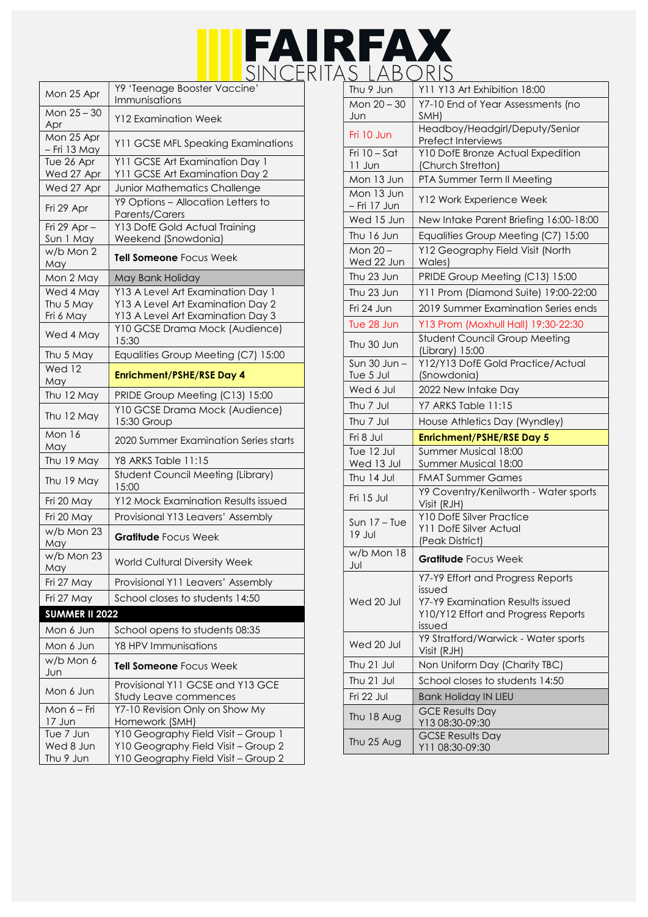# FAIRFAX

SINCERITAS LABORIS

| | |
|---|---|
| Mon 25 Apr | Y9 'Teenage Booster Vaccine' Immunisations |
| Mon 25 – 30 Apr | Y12 Examination Week |
| Mon 25 Apr – Fri 13 May | Y11 GCSE MFL Speaking Examinations |
| Tue 26 Apr<br>Wed 27 Apr | Y11 GCSE Art Examination Day 1<br>Y11 GCSE Art Examination Day 2 |
| Wed 27 Apr | Junior Mathematics Challenge |
| Fri 29 Apr | Y9 Options – Allocation Letters to Parents/Carers |
| Fri 29 Apr – Sun 1 May | Y13 DofE Gold Actual Training Weekend (Snowdonia) |
| w/b Mon 2 May | **Tell Someone** Focus Week |
| Mon 2 May | May Bank Holiday |
| Wed 4 May<br>Thu 5 May<br>Fri 6 May | Y13 A Level Art Examination Day 1<br>Y13 A Level Art Examination Day 2<br>Y13 A Level Art Examination Day 3 |
| Wed 4 May | Y10 GCSE Drama Mock (Audience) 15:30 |
| Thu 5 May | Equalities Group Meeting (C7) 15:00 |
| Wed 12 May | **Enrichment/PSHE/RSE Day 4** |
| Thu 12 May | PRIDE Group Meeting (C13) 15:00 |
| Thu 12 May | Y10 GCSE Drama Mock (Audience) 15:30 Group |
| Mon 16 May | 2020 Summer Examination Series starts |
| Thu 19 May | Y8 ARKS Table 11:15 |
| Thu 19 May | Student Council Meeting (Library) 15:00 |
| Fri 20 May | Y12 Mock Examination Results issued |
| Fri 20 May | Provisional Y13 Leavers' Assembly |
| w/b Mon 23 May | **Gratitude** Focus Week |
| w/b Mon 23 May | World Cultural Diversity Week |
| Fri 27 May | Provisional Y11 Leavers' Assembly |
| Fri 27 May | School closes to students 14:50 |
| **SUMMER II 2022** | |
| Mon 6 Jun | School opens to students 08:35 |
| Mon 6 Jun | Y8 HPV Immunisations |
| w/b Mon 6 Jun | **Tell Someone** Focus Week |
| Mon 6 Jun | Provisional Y11 GCSE and Y13 GCE Study Leave commences |
| Mon 6 – Fri 17 Jun | Y7-10 Revision Only on Show My Homework (SMH) |
| Tue 7 Jun<br>Wed 8 Jun<br>Thu 9 Jun | Y10 Geography Field Visit – Group 1<br>Y10 Geography Field Visit – Group 2<br>Y10 Geography Field Visit – Group 2 |
| Thu 9 Jun | Y11 Y13 Art Exhibition 18:00 |
| Mon 20 – 30 Jun | Y7-10 End of Year Assessments (no SMH) |
| Fri 10 Jun | Headboy/Headgirl/Deputy/Senior Prefect Interviews |
| Fri 10 – Sat 11 Jun | Y10 DofE Bronze Actual Expedition (Church Stretton) |
| Mon 13 Jun | PTA Summer Term II Meeting |
| Mon 13 Jun – Fri 17 Jun | Y12 Work Experience Week |
| Wed 15 Jun | New Intake Parent Briefing 16:00-18:00 |
| Thu 16 Jun | Equalities Group Meeting (C7) 15:00 |
| Mon 20 – Wed 22 Jun | Y12 Geography Field Visit (North Wales) |
| Thu 23 Jun | PRIDE Group Meeting (C13) 15:00 |
| Thu 23 Jun | Y11 Prom (Diamond Suite) 19:00-22:00 |
| Fri 24 Jun | 2019 Summer Examination Series ends |
| Tue 28 Jun | Y13 Prom (Moxhull Hall) 19:30-22:30 |
| Thu 30 Jun | Student Council Group Meeting (Library) 15:00 |
| Sun 30 Jun – Tue 5 Jul | Y12/Y13 DofE Gold Practice/Actual (Snowdonia) |
| Wed 6 Jul | 2022 New Intake Day |
| Thu 7 Jul | Y7 ARKS Table 11:15 |
| Thu 7 Jul | House Athletics Day (Wyndley) |
| Fri 8 Jul | **Enrichment/PSHE/RSE Day 5** |
| Tue 12 Jul<br>Wed 13 Jul | Summer Musical 18:00<br>Summer Musical 18:00 |
| Thu 14 Jul | FMAT Summer Games |
| Fri 15 Jul | Y9 Coventry/Kenilworth - Water sports Visit (RJH) |
| Sun 17 – Tue 19 Jul | Y10 DofE Silver Practice<br>Y11 DofE Silver Actual (Peak District) |
| w/b Mon 18 Jul | **Gratitude** Focus Week |
| Wed 20 Jul | Y7-Y9 Effort and Progress Reports issued<br>Y7-Y9 Examination Results issued<br>Y10/Y12 Effort and Progress Reports issued |
| Wed 20 Jul | Y9 Stratford/Warwick - Water sports Visit (RJH) |
| Thu 21 Jul | Non Uniform Day (Charity TBC) |
| Thu 21 Jul | School closes to students 14:50 |
| Fri 22 Jul | Bank Holiday IN LIEU |
| Thu 18 Aug | GCE Results Day<br>Y13 08:30-09:30 |
| Thu 25 Aug | GCSE Results Day<br>Y11 08:30-09:30 |